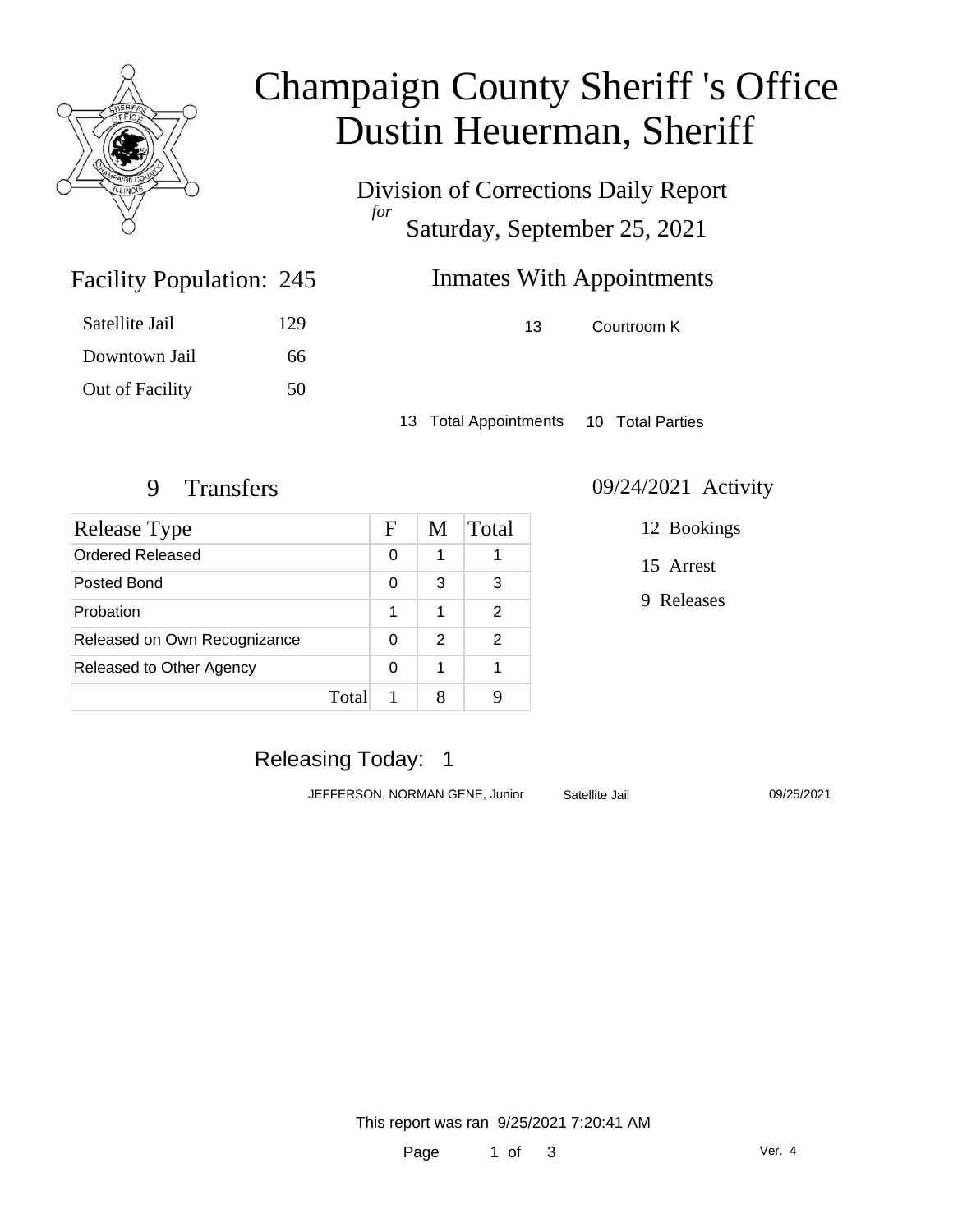# Champaign County Sheriff 's Office
# Dustin Heuerman, Sheriff

Division of Corrections Daily Report
*for*
Saturday, September 25, 2021

## Facility Population: 245

| | |
|---|---|
| Satellite Jail | 129 |
| Downtown Jail | 66 |
| Out of Facility | 50 |

## Inmates With Appointments

| | |
|---|---|
| 13 | Courtroom K |

13 Total Appointments 10 Total Parties

## 9 Transfers

| Release Type | F | M | Total |
|---|---|---|---|
| Ordered Released | 0 | 1 | 1 |
| Posted Bond | 0 | 3 | 3 |
| Probation | 1 | 1 | 2 |
| Released on Own Recognizance | 0 | 2 | 2 |
| Released to Other Agency | 0 | 1 | 1 |
| Total | 1 | 8 | 9 |

## 09/24/2021 Activity

12 Bookings

15 Arrest

9 Releases

## Releasing Today: 1

| | | |
|---|---|---|
| JEFFERSON, NORMAN GENE, Junior | Satellite Jail | 09/25/2021 |

This report was ran 9/25/2021 7:20:41 AM

Ver. 4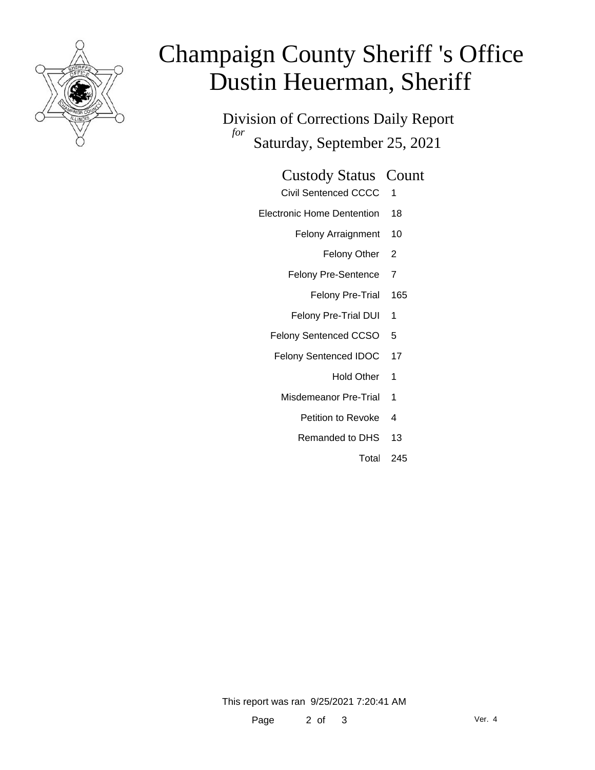# Champaign County Sheriff 's Office
# Dustin Heuerman, Sheriff

## Division of Corrections Daily Report

*for* Saturday, September 25, 2021

| Custody Status | Count |
|---|---|
| Civil Sentenced CCCC | 1 |
| Electronic Home Dentention | 18 |
| Felony Arraignment | 10 |
| Felony Other | 2 |
| Felony Pre-Sentence | 7 |
| Felony Pre-Trial | 165 |
| Felony Pre-Trial DUI | 1 |
| Felony Sentenced CCSO | 5 |
| Felony Sentenced IDOC | 17 |
| Hold Other | 1 |
| Misdemeanor Pre-Trial | 1 |
| Petition to Revoke | 4 |
| Remanded to DHS | 13 |
| Total | 245 |

This report was ran 9/25/2021 7:20:41 AM

Ver. 4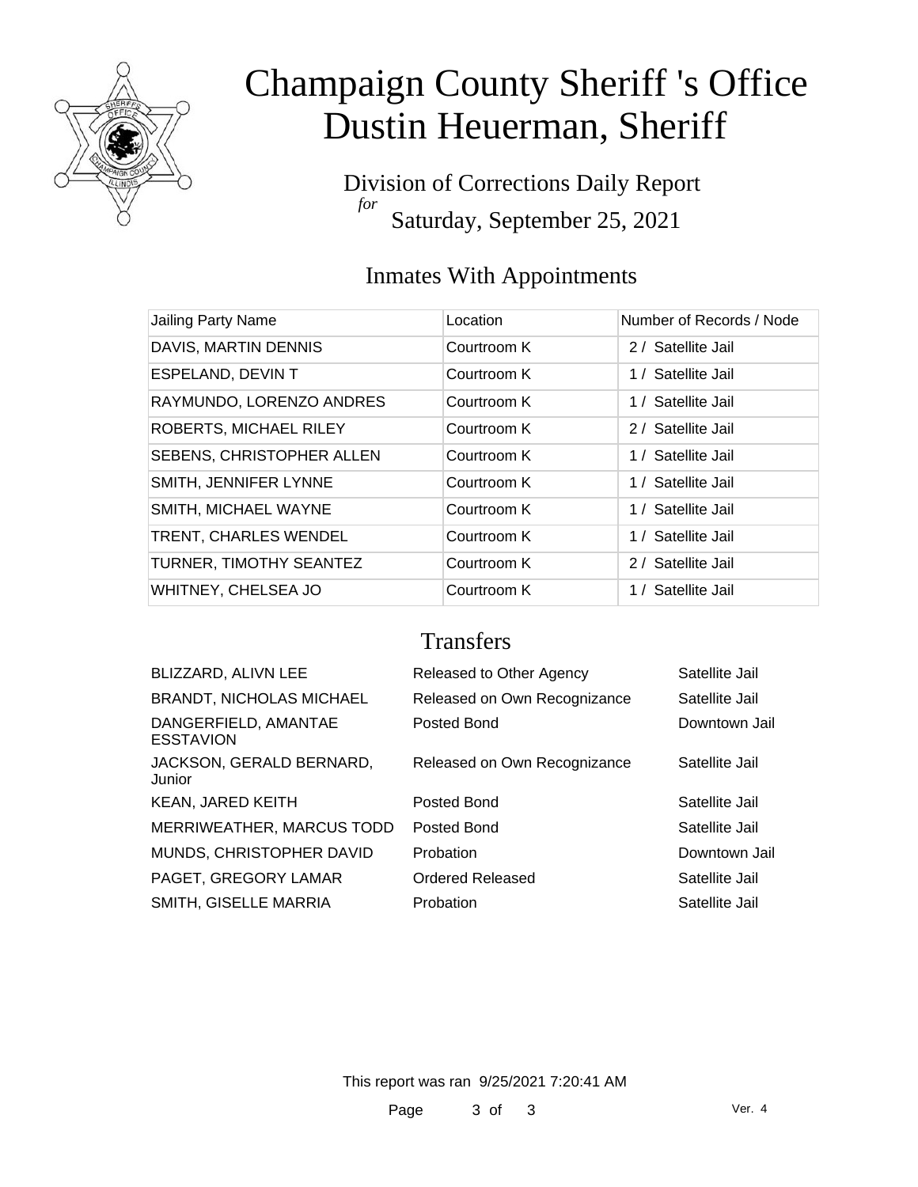# Champaign County Sheriff 's Office
# Dustin Heuerman, Sheriff

Division of Corrections Daily Report
*for*
Saturday, September 25, 2021

## Inmates With Appointments

| Jailing Party Name | Location | Number of Records / Node |
|---|---|---|
| DAVIS, MARTIN DENNIS | Courtroom K | 2 / Satellite Jail |
| ESPELAND, DEVIN T | Courtroom K | 1 / Satellite Jail |
| RAYMUNDO, LORENZO ANDRES | Courtroom K | 1 / Satellite Jail |
| ROBERTS, MICHAEL RILEY | Courtroom K | 2 / Satellite Jail |
| SEBENS, CHRISTOPHER ALLEN | Courtroom K | 1 / Satellite Jail |
| SMITH, JENNIFER LYNNE | Courtroom K | 1 / Satellite Jail |
| SMITH, MICHAEL WAYNE | Courtroom K | 1 / Satellite Jail |
| TRENT, CHARLES WENDEL | Courtroom K | 1 / Satellite Jail |
| TURNER, TIMOTHY SEANTEZ | Courtroom K | 2 / Satellite Jail |
| WHITNEY, CHELSEA JO | Courtroom K | 1 / Satellite Jail |

## Transfers

| | | |
|---|---|---|
| BLIZZARD, ALIVN LEE | Released to Other Agency | Satellite Jail |
| BRANDT, NICHOLAS MICHAEL | Released on Own Recognizance | Satellite Jail |
| DANGERFIELD, AMANTAE ESSTAVION | Posted Bond | Downtown Jail |
| JACKSON, GERALD BERNARD, Junior | Released on Own Recognizance | Satellite Jail |
| KEAN, JARED KEITH | Posted Bond | Satellite Jail |
| MERRIWEATHER, MARCUS TODD | Posted Bond | Satellite Jail |
| MUNDS, CHRISTOPHER DAVID | Probation | Downtown Jail |
| PAGET, GREGORY LAMAR | Ordered Released | Satellite Jail |
| SMITH, GISELLE MARRIA | Probation | Satellite Jail |

This report was ran 9/25/2021 7:20:41 AM

Ver. 4